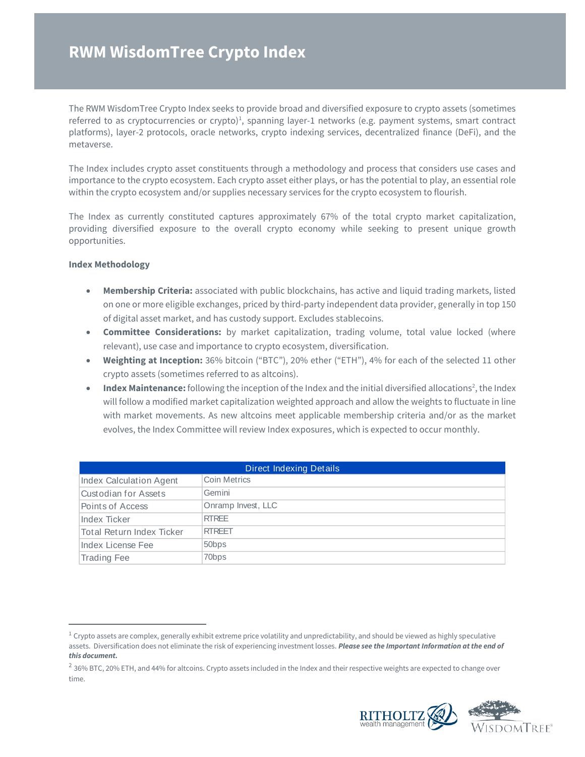# RWM WisdomTree Crypto Index

The RWM WisdomTree Crypto Index seeks to provide broad and diversified exposure to crypto assets (sometimes referred to as cryptocurrencies or crypto)[1], spanning layer-1 networks (e.g. payment systems, smart contract platforms), layer-2 protocols, oracle networks, crypto indexing services, decentralized finance (DeFi), and the metaverse.

The Index includes crypto asset constituents through a methodology and process that considers use cases and importance to the crypto ecosystem. Each crypto asset either plays, or has the potential to play, an essential role within the crypto ecosystem and/or supplies necessary services for the crypto ecosystem to flourish.

The Index as currently constituted captures approximately 67% of the total crypto market capitalization, providing diversified exposure to the overall crypto economy while seeking to present unique growth opportunities.

**Index Methodology**

- **Membership Criteria:** associated with public blockchains, has active and liquid trading markets, listed on one or more eligible exchanges, priced by third-party independent data provider, generally in top 150 of digital asset market, and has custody support. Excludes stablecoins.
- **Committee Considerations:** by market capitalization, trading volume, total value locked (where relevant), use case and importance to crypto ecosystem, diversification.
- **Weighting at Inception:** 36% bitcoin ("BTC"), 20% ether ("ETH"), 4% for each of the selected 11 other crypto assets (sometimes referred to as altcoins).
- **Index Maintenance:** following the inception of the Index and the initial diversified allocations[2], the Index will follow a modified market capitalization weighted approach and allow the weights to fluctuate in line with market movements. As new altcoins meet applicable membership criteria and/or as the market evolves, the Index Committee will review Index exposures, which is expected to occur monthly.

| Direct Indexing Details | |
|---|---|
| Index Calculation Agent | Coin Metrics |
| Custodian for Assets | Gemini |
| Points of Access | Onramp Invest, LLC |
| Index Ticker | RTREE |
| Total Return Index Ticker | RTREET |
| Index License Fee | 50bps |
| Trading Fee | 70bps |

---

[1] Crypto assets are complex, generally exhibit extreme price volatility and unpredictability, and should be viewed as highly speculative assets. Diversification does not eliminate the risk of experiencing investment losses. ***Please see the Important Information at the end of this document.***

[2] 36% BTC, 20% ETH, and 44% for altcoins. Crypto assets included in the Index and their respective weights are expected to change over time.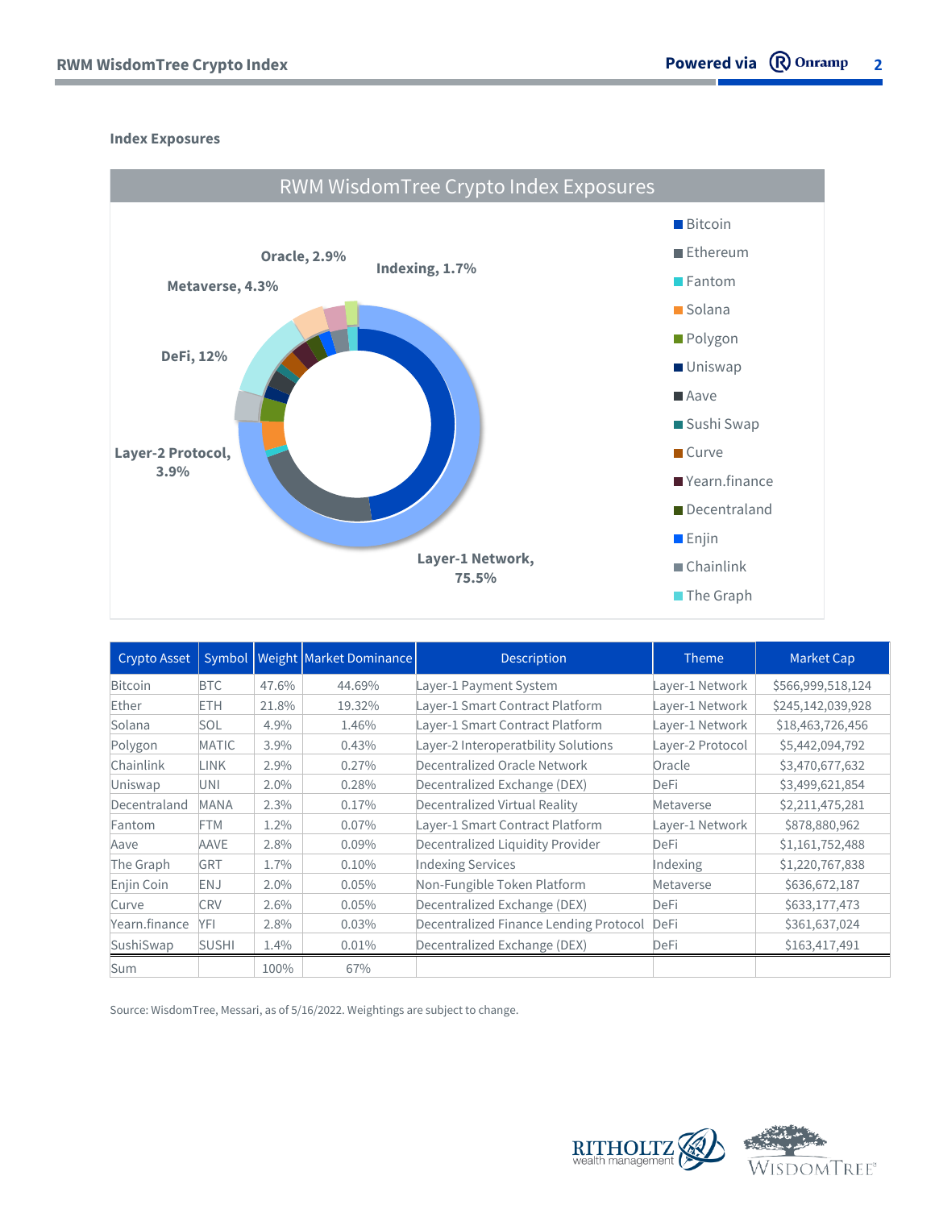**Index Exposures**

RWM WisdomTree Crypto Index Exposures

Oracle, 2.9%

Indexing, 1.7%

Metaverse, 4.3%

DeFi, 12%

Layer-2 Protocol, 3.9%

Layer-1 Network, 75.5%

- Bitcoin
- Ethereum
- Fantom
- Solana
- Polygon
- Uniswap
- Aave
- Sushi Swap
- Curve
- Yearn.finance
- Decentraland
- Enjin
- Chainlink
- The Graph

| Crypto Asset | Symbol | Weight | Market Dominance | Description | Theme | Market Cap |
|---|---|---|---|---|---|---|
| Bitcoin | BTC | 47.6% | 44.69% | Layer-1 Payment System | Layer-1 Network | $566,999,518,124 |
| Ether | ETH | 21.8% | 19.32% | Layer-1 Smart Contract Platform | Layer-1 Network | $245,142,039,928 |
| Solana | SOL | 4.9% | 1.46% | Layer-1 Smart Contract Platform | Layer-1 Network | $18,463,726,456 |
| Polygon | MATIC | 3.9% | 0.43% | Layer-2 Interoperatbility Solutions | Layer-2 Protocol | $5,442,094,792 |
| Chainlink | LINK | 2.9% | 0.27% | Decentralized Oracle Network | Oracle | $3,470,677,632 |
| Uniswap | UNI | 2.0% | 0.28% | Decentralized Exchange (DEX) | DeFi | $3,499,621,854 |
| Decentraland | MANA | 2.3% | 0.17% | Decentralized Virtual Reality | Metaverse | $2,211,475,281 |
| Fantom | FTM | 1.2% | 0.07% | Layer-1 Smart Contract Platform | Layer-1 Network | $878,880,962 |
| Aave | AAVE | 2.8% | 0.09% | Decentralized Liquidity Provider | DeFi | $1,161,752,488 |
| The Graph | GRT | 1.7% | 0.10% | Indexing Services | Indexing | $1,220,767,838 |
| Enjin Coin | ENJ | 2.0% | 0.05% | Non-Fungible Token Platform | Metaverse | $636,672,187 |
| Curve | CRV | 2.6% | 0.05% | Decentralized Exchange (DEX) | DeFi | $633,177,473 |
| Yearn.finance | YFI | 2.8% | 0.03% | Decentralized Finance Lending Protocol | DeFi | $361,637,024 |
| SushiSwap | SUSHI | 1.4% | 0.01% | Decentralized Exchange (DEX) | DeFi | $163,417,491 |
| Sum | | 100% | 67% | | | |

Source: WisdomTree, Messari, as of 5/16/2022. Weightings are subject to change.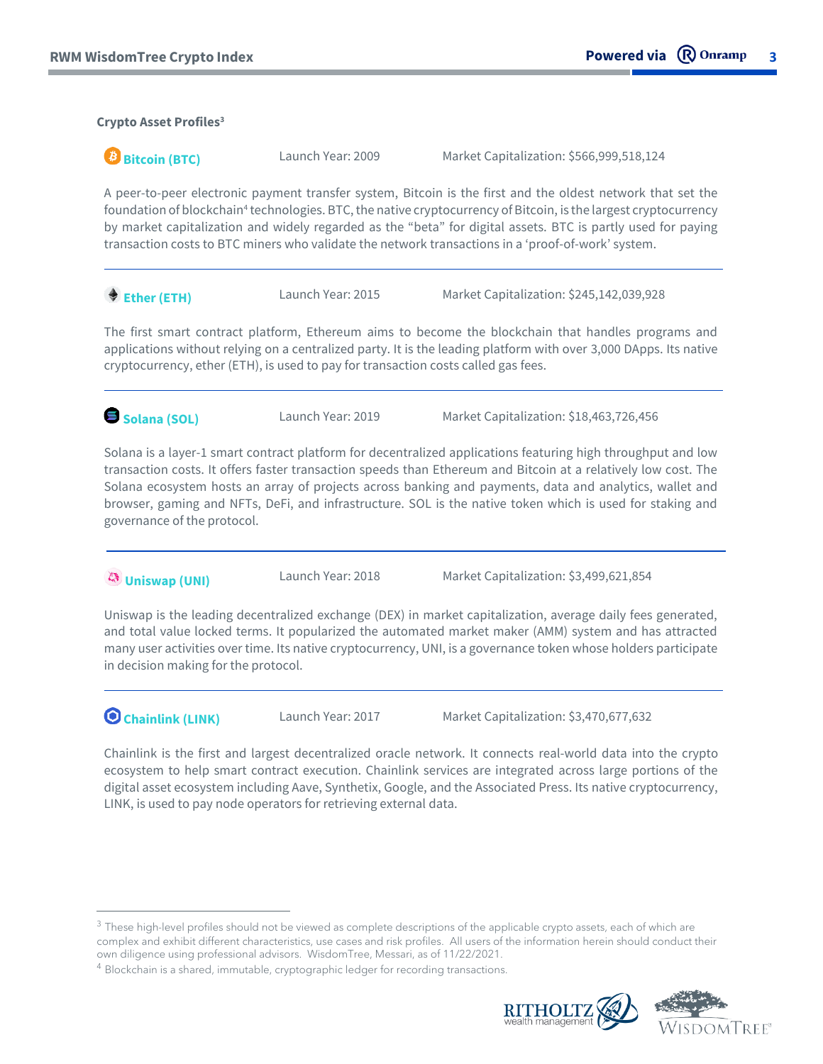### Crypto Asset Profiles[3]

**Bitcoin (BTC)** Launch Year: 2009 Market Capitalization: $566,999,518,124

A peer-to-peer electronic payment transfer system, Bitcoin is the first and the oldest network that set the foundation of blockchain[4] technologies. BTC, the native cryptocurrency of Bitcoin, is the largest cryptocurrency by market capitalization and widely regarded as the "beta" for digital assets. BTC is partly used for paying transaction costs to BTC miners who validate the network transactions in a 'proof-of-work' system.

---

**Ether (ETH)** Launch Year: 2015 Market Capitalization: $245,142,039,928

The first smart contract platform, Ethereum aims to become the blockchain that handles programs and applications without relying on a centralized party. It is the leading platform with over 3,000 DApps. Its native cryptocurrency, ether (ETH), is used to pay for transaction costs called gas fees.

---

**Solana (SOL)** Launch Year: 2019 Market Capitalization: $18,463,726,456

Solana is a layer-1 smart contract platform for decentralized applications featuring high throughput and low transaction costs. It offers faster transaction speeds than Ethereum and Bitcoin at a relatively low cost. The Solana ecosystem hosts an array of projects across banking and payments, data and analytics, wallet and browser, gaming and NFTs, DeFi, and infrastructure. SOL is the native token which is used for staking and governance of the protocol.

---

**Uniswap (UNI)** Launch Year: 2018 Market Capitalization: $3,499,621,854

Uniswap is the leading decentralized exchange (DEX) in market capitalization, average daily fees generated, and total value locked terms. It popularized the automated market maker (AMM) system and has attracted many user activities over time. Its native cryptocurrency, UNI, is a governance token whose holders participate in decision making for the protocol.

---

**Chainlink (LINK)** Launch Year: 2017 Market Capitalization: $3,470,677,632

Chainlink is the first and largest decentralized oracle network. It connects real-world data into the crypto ecosystem to help smart contract execution. Chainlink services are integrated across large portions of the digital asset ecosystem including Aave, Synthetix, Google, and the Associated Press. Its native cryptocurrency, LINK, is used to pay node operators for retrieving external data.

---

[3] These high-level profiles should not be viewed as complete descriptions of the applicable crypto assets, each of which are complex and exhibit different characteristics, use cases and risk profiles. All users of the information herein should conduct their own diligence using professional advisors. WisdomTree, Messari, as of 11/22/2021.

[4] Blockchain is a shared, immutable, cryptographic ledger for recording transactions.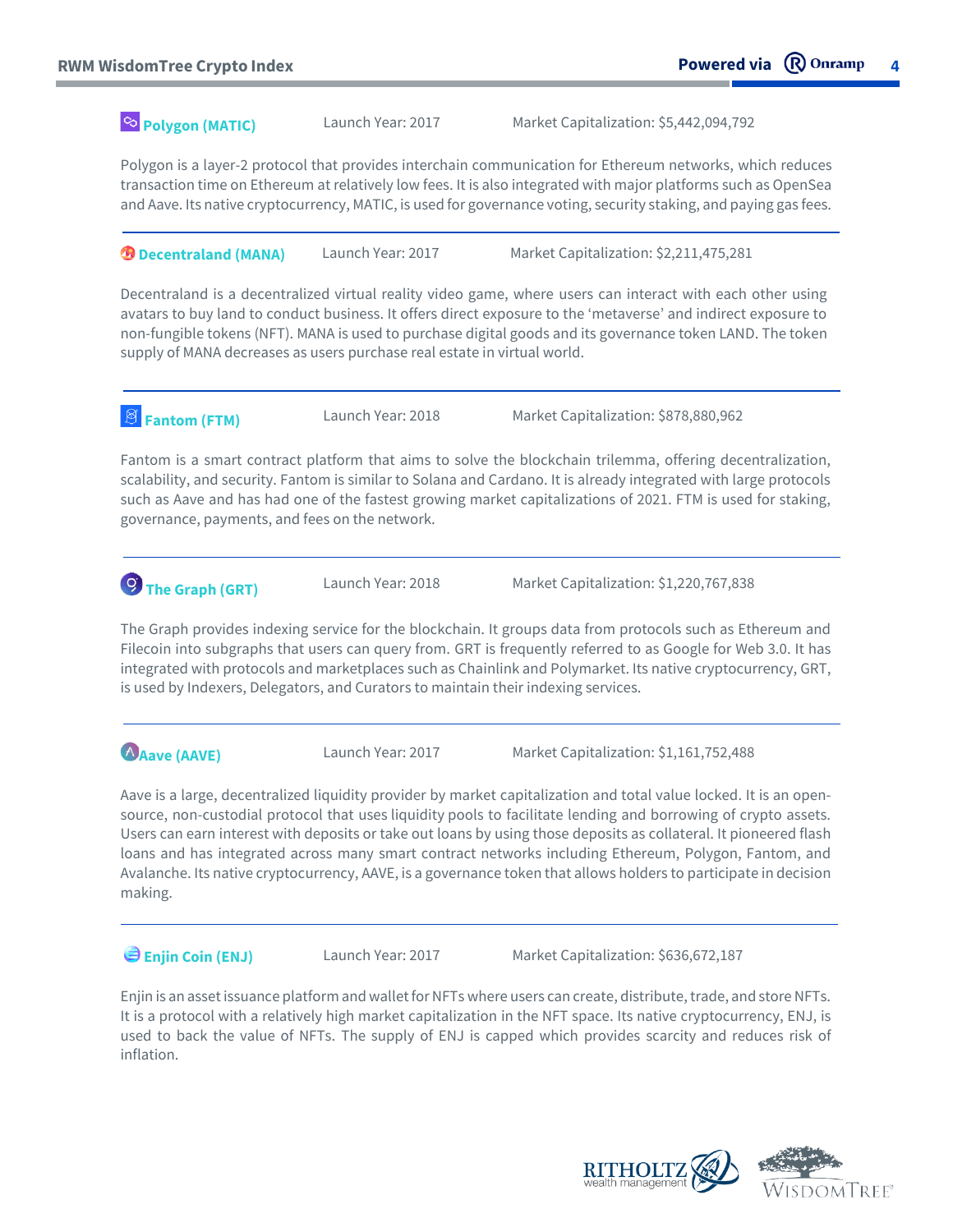### Polygon (MATIC)

Launch Year: 2017 Market Capitalization: $5,442,094,792

Polygon is a layer-2 protocol that provides interchain communication for Ethereum networks, which reduces transaction time on Ethereum at relatively low fees. It is also integrated with major platforms such as OpenSea and Aave. Its native cryptocurrency, MATIC, is used for governance voting, security staking, and paying gas fees.

---

### Decentraland (MANA)

Launch Year: 2017 Market Capitalization: $2,211,475,281

Decentraland is a decentralized virtual reality video game, where users can interact with each other using avatars to buy land to conduct business. It offers direct exposure to the 'metaverse' and indirect exposure to non-fungible tokens (NFT). MANA is used to purchase digital goods and its governance token LAND. The token supply of MANA decreases as users purchase real estate in virtual world.

---

### Fantom (FTM)

Launch Year: 2018 Market Capitalization: $878,880,962

Fantom is a smart contract platform that aims to solve the blockchain trilemma, offering decentralization, scalability, and security. Fantom is similar to Solana and Cardano. It is already integrated with large protocols such as Aave and has had one of the fastest growing market capitalizations of 2021. FTM is used for staking, governance, payments, and fees on the network.

---

### The Graph (GRT)

Launch Year: 2018 Market Capitalization: $1,220,767,838

The Graph provides indexing service for the blockchain. It groups data from protocols such as Ethereum and Filecoin into subgraphs that users can query from. GRT is frequently referred to as Google for Web 3.0. It has integrated with protocols and marketplaces such as Chainlink and Polymarket. Its native cryptocurrency, GRT, is used by Indexers, Delegators, and Curators to maintain their indexing services.

---

### Aave (AAVE)

Launch Year: 2017 Market Capitalization: $1,161,752,488

Aave is a large, decentralized liquidity provider by market capitalization and total value locked. It is an open-source, non-custodial protocol that uses liquidity pools to facilitate lending and borrowing of crypto assets. Users can earn interest with deposits or take out loans by using those deposits as collateral. It pioneered flash loans and has integrated across many smart contract networks including Ethereum, Polygon, Fantom, and Avalanche. Its native cryptocurrency, AAVE, is a governance token that allows holders to participate in decision making.

---

### Enjin Coin (ENJ)

Launch Year: 2017 Market Capitalization: $636,672,187

Enjin is an asset issuance platform and wallet for NFTs where users can create, distribute, trade, and store NFTs. It is a protocol with a relatively high market capitalization in the NFT space. Its native cryptocurrency, ENJ, is used to back the value of NFTs. The supply of ENJ is capped which provides scarcity and reduces risk of inflation.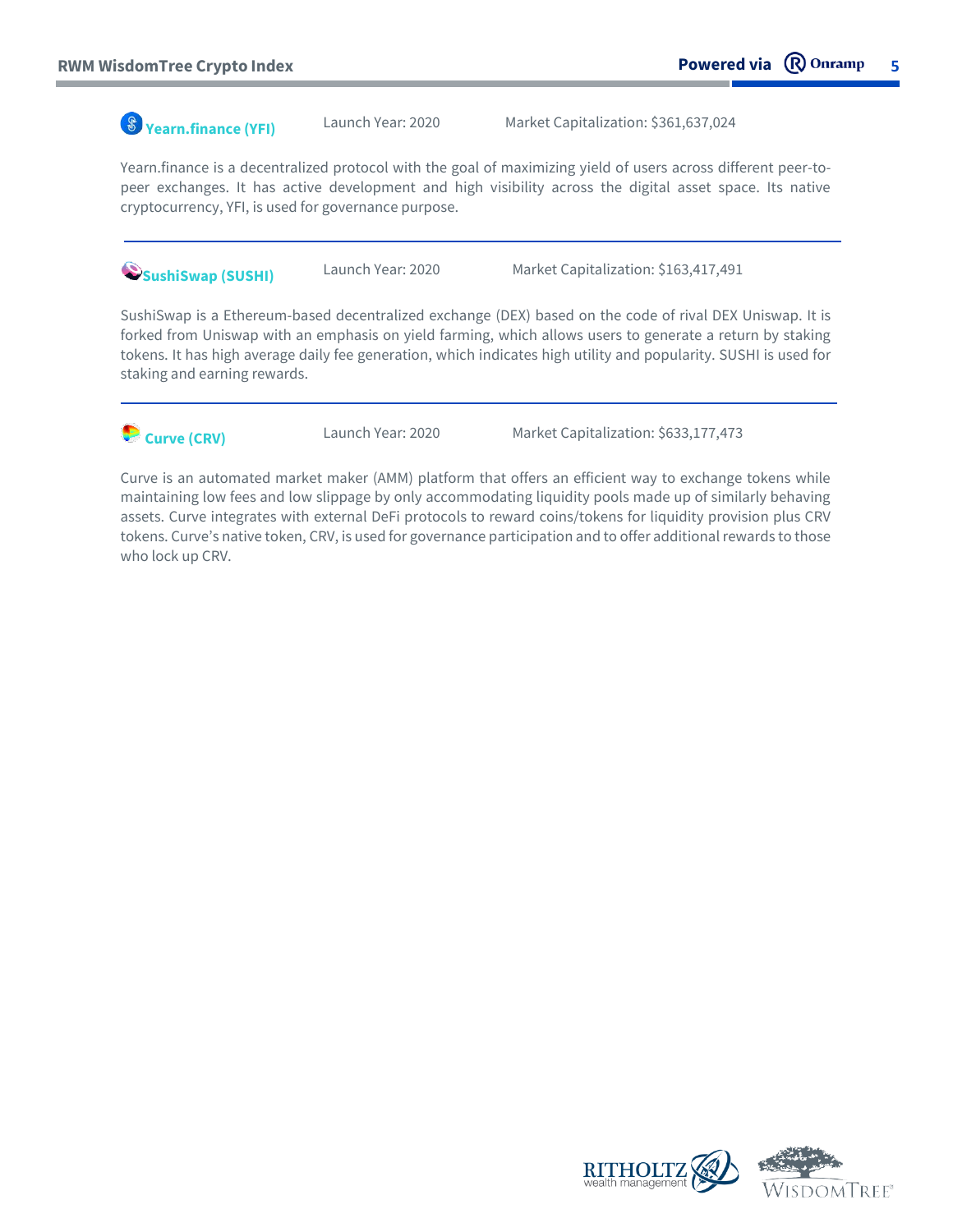### Yearn.finance (YFI)

Launch Year: 2020

Market Capitalization: $361,637,024

Yearn.finance is a decentralized protocol with the goal of maximizing yield of users across different peer-to-peer exchanges. It has active development and high visibility across the digital asset space. Its native cryptocurrency, YFI, is used for governance purpose.

---

### SushiSwap (SUSHI)

Launch Year: 2020

Market Capitalization: $163,417,491

SushiSwap is a Ethereum-based decentralized exchange (DEX) based on the code of rival DEX Uniswap. It is forked from Uniswap with an emphasis on yield farming, which allows users to generate a return by staking tokens. It has high average daily fee generation, which indicates high utility and popularity. SUSHI is used for staking and earning rewards.

---

### Curve (CRV)

Launch Year: 2020

Market Capitalization: $633,177,473

Curve is an automated market maker (AMM) platform that offers an efficient way to exchange tokens while maintaining low fees and low slippage by only accommodating liquidity pools made up of similarly behaving assets. Curve integrates with external DeFi protocols to reward coins/tokens for liquidity provision plus CRV tokens. Curve's native token, CRV, is used for governance participation and to offer additional rewards to those who lock up CRV.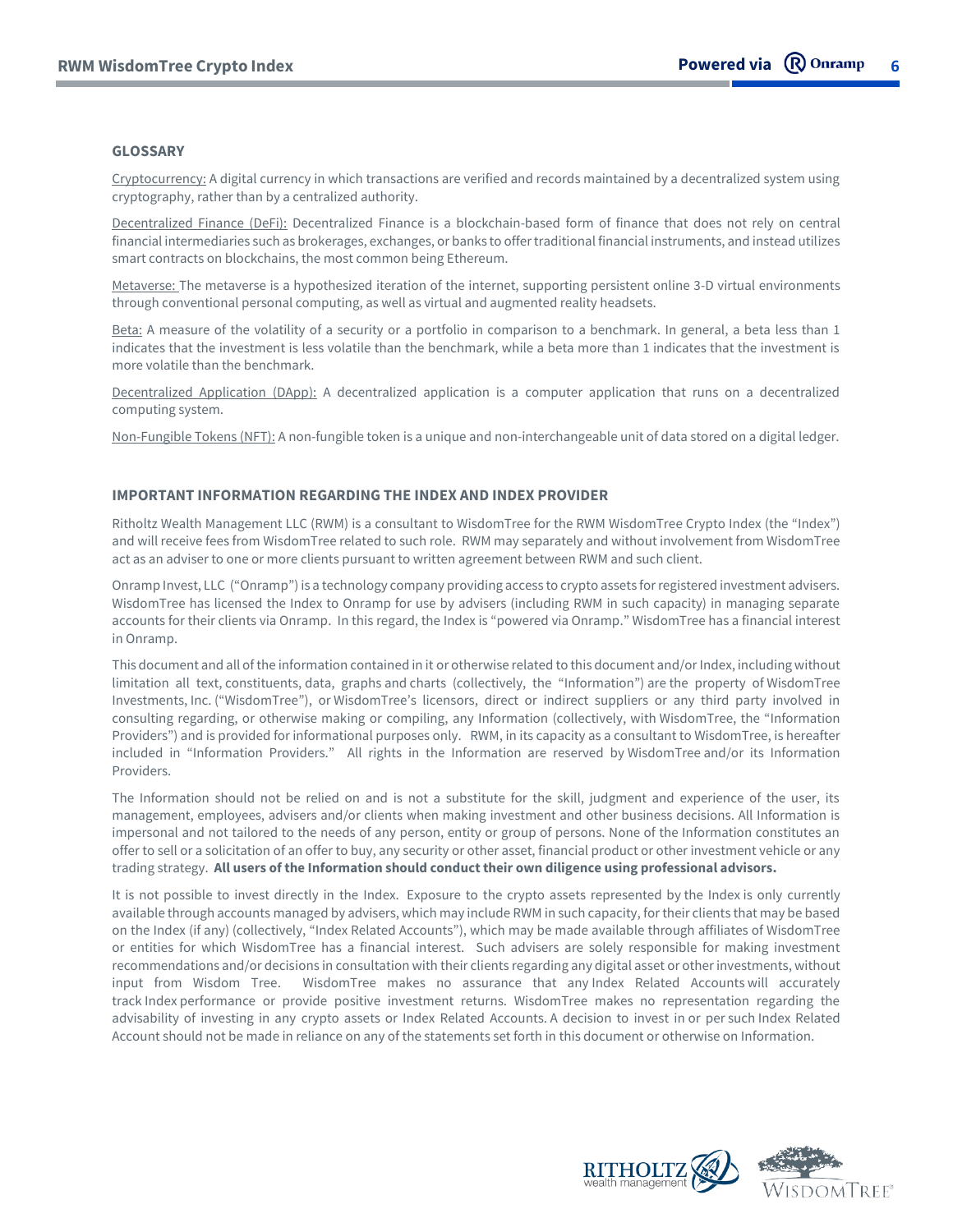## GLOSSARY

Cryptocurrency: A digital currency in which transactions are verified and records maintained by a decentralized system using cryptography, rather than by a centralized authority.

Decentralized Finance (DeFi): Decentralized Finance is a blockchain-based form of finance that does not rely on central financial intermediaries such as brokerages, exchanges, or banks to offer traditional financial instruments, and instead utilizes smart contracts on blockchains, the most common being Ethereum.

Metaverse: The metaverse is a hypothesized iteration of the internet, supporting persistent online 3-D virtual environments through conventional personal computing, as well as virtual and augmented reality headsets.

Beta: A measure of the volatility of a security or a portfolio in comparison to a benchmark. In general, a beta less than 1 indicates that the investment is less volatile than the benchmark, while a beta more than 1 indicates that the investment is more volatile than the benchmark.

Decentralized Application (DApp): A decentralized application is a computer application that runs on a decentralized computing system.

Non-Fungible Tokens (NFT): A non-fungible token is a unique and non-interchangeable unit of data stored on a digital ledger.

## IMPORTANT INFORMATION REGARDING THE INDEX AND INDEX PROVIDER

Ritholtz Wealth Management LLC (RWM) is a consultant to WisdomTree for the RWM WisdomTree Crypto Index (the "Index") and will receive fees from WisdomTree related to such role. RWM may separately and without involvement from WisdomTree act as an adviser to one or more clients pursuant to written agreement between RWM and such client.

Onramp Invest, LLC ("Onramp") is a technology company providing access to crypto assets for registered investment advisers. WisdomTree has licensed the Index to Onramp for use by advisers (including RWM in such capacity) in managing separate accounts for their clients via Onramp. In this regard, the Index is "powered via Onramp." WisdomTree has a financial interest in Onramp.

This document and all of the information contained in it or otherwise related to this document and/or Index, including without limitation all text, constituents, data, graphs and charts (collectively, the "Information") are the property of WisdomTree Investments, Inc. ("WisdomTree"), or WisdomTree's licensors, direct or indirect suppliers or any third party involved in consulting regarding, or otherwise making or compiling, any Information (collectively, with WisdomTree, the "Information Providers") and is provided for informational purposes only. RWM, in its capacity as a consultant to WisdomTree, is hereafter included in "Information Providers." All rights in the Information are reserved by WisdomTree and/or its Information Providers.

The Information should not be relied on and is not a substitute for the skill, judgment and experience of the user, its management, employees, advisers and/or clients when making investment and other business decisions. All Information is impersonal and not tailored to the needs of any person, entity or group of persons. None of the Information constitutes an offer to sell or a solicitation of an offer to buy, any security or other asset, financial product or other investment vehicle or any trading strategy. **All users of the Information should conduct their own diligence using professional advisors.**

It is not possible to invest directly in the Index. Exposure to the crypto assets represented by the Index is only currently available through accounts managed by advisers, which may include RWM in such capacity, for their clients that may be based on the Index (if any) (collectively, "Index Related Accounts"), which may be made available through affiliates of WisdomTree or entities for which WisdomTree has a financial interest. Such advisers are solely responsible for making investment recommendations and/or decisions in consultation with their clients regarding any digital asset or other investments, without input from Wisdom Tree. WisdomTree makes no assurance that any Index Related Accounts will accurately track Index performance or provide positive investment returns. WisdomTree makes no representation regarding the advisability of investing in any crypto assets or Index Related Accounts. A decision to invest in or per such Index Related Account should not be made in reliance on any of the statements set forth in this document or otherwise on Information.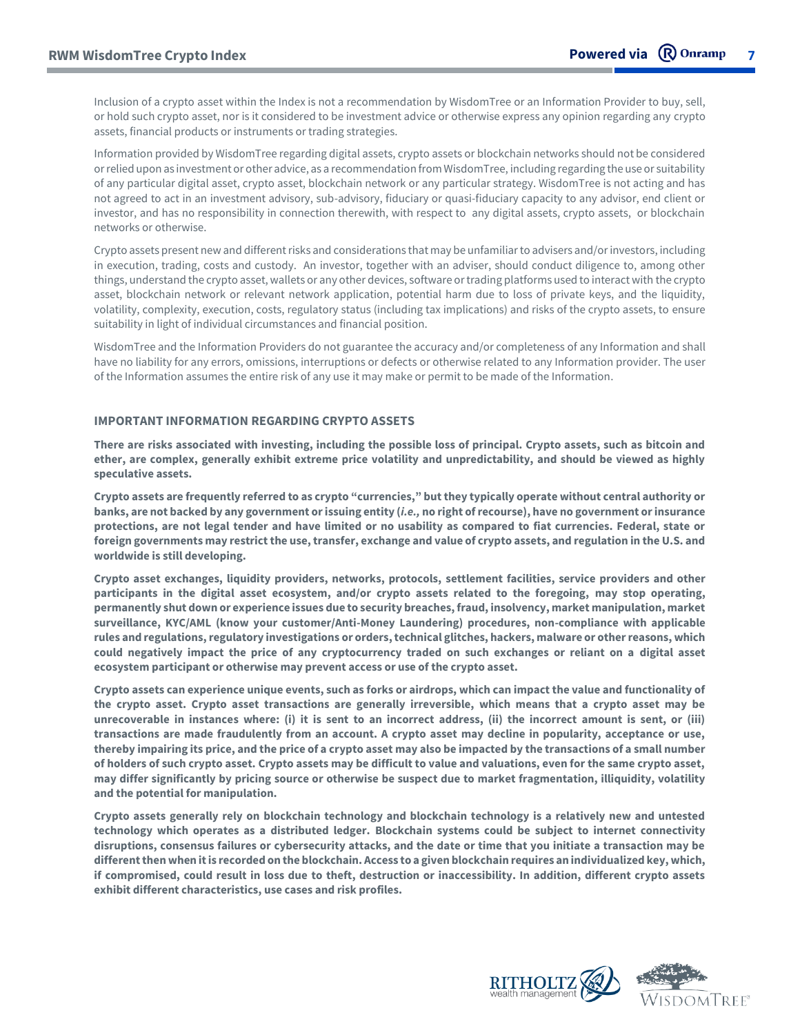Inclusion of a crypto asset within the Index is not a recommendation by WisdomTree or an Information Provider to buy, sell, or hold such crypto asset, nor is it considered to be investment advice or otherwise express any opinion regarding any crypto assets, financial products or instruments or trading strategies.

Information provided by WisdomTree regarding digital assets, crypto assets or blockchain networks should not be considered or relied upon as investment or other advice, as a recommendation from WisdomTree, including regarding the use or suitability of any particular digital asset, crypto asset, blockchain network or any particular strategy. WisdomTree is not acting and has not agreed to act in an investment advisory, sub-advisory, fiduciary or quasi-fiduciary capacity to any advisor, end client or investor, and has no responsibility in connection therewith, with respect to any digital assets, crypto assets, or blockchain networks or otherwise.

Crypto assets present new and different risks and considerations that may be unfamiliar to advisers and/or investors, including in execution, trading, costs and custody. An investor, together with an adviser, should conduct diligence to, among other things, understand the crypto asset, wallets or any other devices, software or trading platforms used to interact with the crypto asset, blockchain network or relevant network application, potential harm due to loss of private keys, and the liquidity, volatility, complexity, execution, costs, regulatory status (including tax implications) and risks of the crypto assets, to ensure suitability in light of individual circumstances and financial position.

WisdomTree and the Information Providers do not guarantee the accuracy and/or completeness of any Information and shall have no liability for any errors, omissions, interruptions or defects or otherwise related to any Information provider. The user of the Information assumes the entire risk of any use it may make or permit to be made of the Information.

## IMPORTANT INFORMATION REGARDING CRYPTO ASSETS

**There are risks associated with investing, including the possible loss of principal. Crypto assets, such as bitcoin and ether, are complex, generally exhibit extreme price volatility and unpredictability, and should be viewed as highly speculative assets.**

**Crypto assets are frequently referred to as crypto "currencies," but they typically operate without central authority or banks, are not backed by any government or issuing entity (*i.e.,* no right of recourse), have no government or insurance protections, are not legal tender and have limited or no usability as compared to fiat currencies. Federal, state or foreign governments may restrict the use, transfer, exchange and value of crypto assets, and regulation in the U.S. and worldwide is still developing.**

**Crypto asset exchanges, liquidity providers, networks, protocols, settlement facilities, service providers and other participants in the digital asset ecosystem, and/or crypto assets related to the foregoing, may stop operating, permanently shut down or experience issues due to security breaches, fraud, insolvency, market manipulation, market surveillance, KYC/AML (know your customer/Anti-Money Laundering) procedures, non-compliance with applicable rules and regulations, regulatory investigations or orders, technical glitches, hackers, malware or other reasons, which could negatively impact the price of any cryptocurrency traded on such exchanges or reliant on a digital asset ecosystem participant or otherwise may prevent access or use of the crypto asset.**

**Crypto assets can experience unique events, such as forks or airdrops, which can impact the value and functionality of the crypto asset. Crypto asset transactions are generally irreversible, which means that a crypto asset may be unrecoverable in instances where: (i) it is sent to an incorrect address, (ii) the incorrect amount is sent, or (iii) transactions are made fraudulently from an account. A crypto asset may decline in popularity, acceptance or use, thereby impairing its price, and the price of a crypto asset may also be impacted by the transactions of a small number of holders of such crypto asset. Crypto assets may be difficult to value and valuations, even for the same crypto asset, may differ significantly by pricing source or otherwise be suspect due to market fragmentation, illiquidity, volatility and the potential for manipulation.**

**Crypto assets generally rely on blockchain technology and blockchain technology is a relatively new and untested technology which operates as a distributed ledger. Blockchain systems could be subject to internet connectivity disruptions, consensus failures or cybersecurity attacks, and the date or time that you initiate a transaction may be different then when it is recorded on the blockchain. Access to a given blockchain requires an individualized key, which, if compromised, could result in loss due to theft, destruction or inaccessibility. In addition, different crypto assets exhibit different characteristics, use cases and risk profiles.**